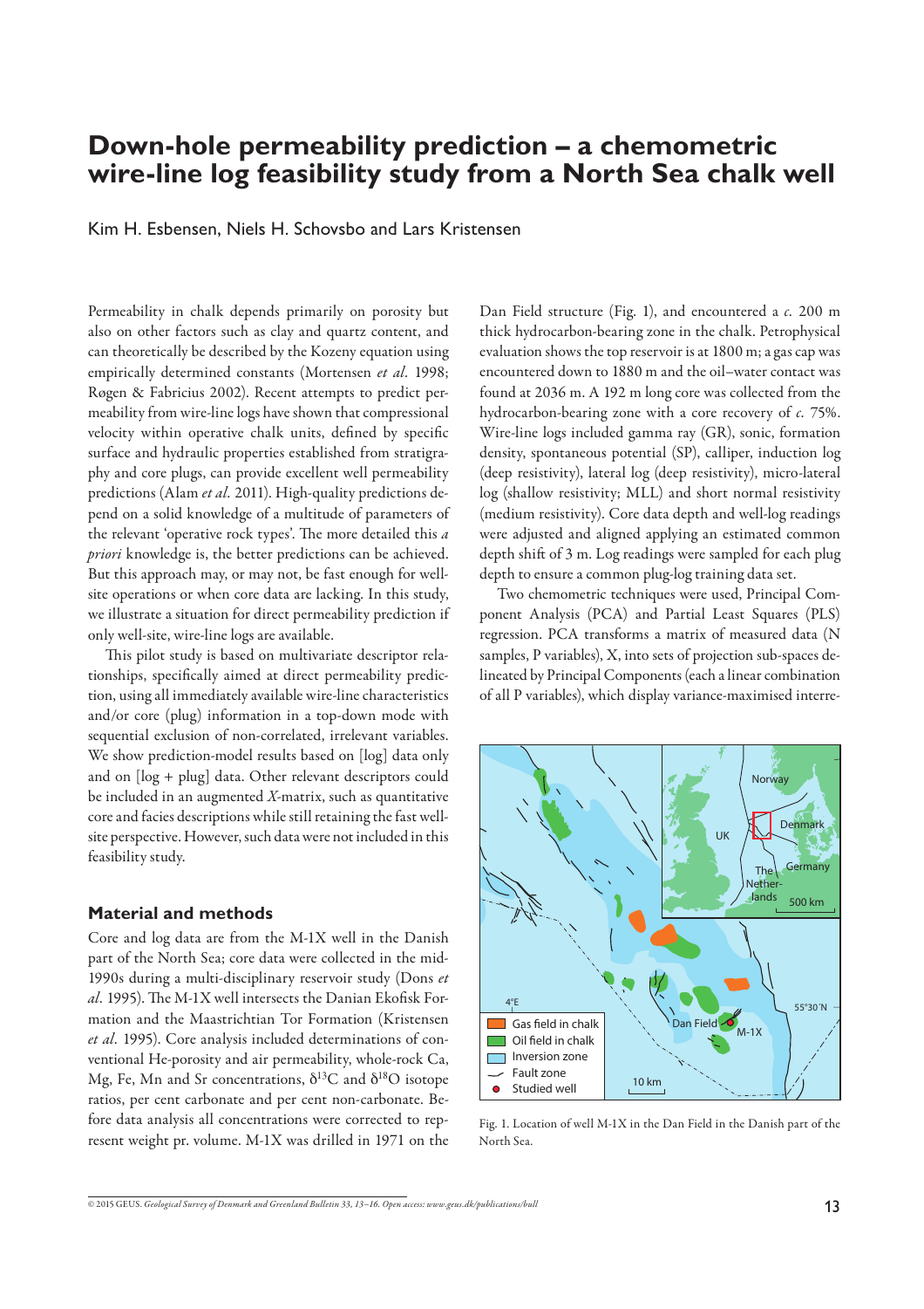# Down-hole permeability prediction – a chemometric wire-line log feasibility study from a North Sea chalk well

Kim H. Esbensen, Niels H. Schovsbo and Lars Kristensen

Permeability in chalk depends primarily on porosity but also on other factors such as clay and quartz content, and can theoretically be described by the Kozeny equation using empirically determined constants (Mortensen *et al.* 1998; Røgen & Fabricius 2002). Recent attempts to predict permeability from wire-line logs have shown that compressional velocity within operative chalk units, defined by specific surface and hydraulic properties established from stratigraphy and core plugs, can provide excellent well permeability predictions (Alam *et al.* 2011). High-quality predictions depend on a solid knowledge of a multitude of parameters of the relevant 'operative rock types'. The more detailed this *a priori* knowledge is, the better predictions can be achieved. But this approach may, or may not, be fast enough for well-site operations or when core data are lacking. In this study, we illustrate a situation for direct permeability prediction if only well-site, wire-line logs are available.

This pilot study is based on multivariate descriptor relationships, specifically aimed at direct permeability prediction, using all immediately available wire-line characteristics and/or core (plug) information in a top-down mode with sequential exclusion of non-correlated, irrelevant variables. We show prediction-model results based on [log] data only and on [log + plug] data. Other relevant descriptors could be included in an augmented *X*-matrix, such as quantitative core and facies descriptions while still retaining the fast well-site perspective. However, such data were not included in this feasibility study.

## Material and methods

Core and log data are from the M-1X well in the Danish part of the North Sea; core data were collected in the mid-1990s during a multi-disciplinary reservoir study (Dons *et al.* 1995). The M-1X well intersects the Danian Ekofisk Formation and the Maastrichtian Tor Formation (Kristensen *et al.* 1995). Core analysis included determinations of conventional He-porosity and air permeability, whole-rock Ca, Mg, Fe, Mn and Sr concentrations, $\delta^{13}C$ and $\delta^{18}O$ isotope ratios, per cent carbonate and per cent non-carbonate. Before data analysis all concentrations were corrected to represent weight pr. volume. M-1X was drilled in 1971 on the Dan Field structure (Fig. 1), and encountered a *c.* 200 m thick hydrocarbon-bearing zone in the chalk. Petrophysical evaluation shows the top reservoir is at 1800 m; a gas cap was encountered down to 1880 m and the oil–water contact was found at 2036 m. A 192 m long core was collected from the hydrocarbon-bearing zone with a core recovery of *c.* 75%. Wire-line logs included gamma ray (GR), sonic, formation density, spontaneous potential (SP), calliper, induction log (deep resistivity), lateral log (deep resistivity), micro-lateral log (shallow resistivity; MLL) and short normal resistivity (medium resistivity). Core data depth and well-log readings were adjusted and aligned applying an estimated common depth shift of 3 m. Log readings were sampled for each plug depth to ensure a common plug-log training data set.

Two chemometric techniques were used, Principal Component Analysis (PCA) and Partial Least Squares (PLS) regression. PCA transforms a matrix of measured data (N samples, P variables), X, into sets of projection sub-spaces delineated by Principal Components (each a linear combination of all P variables), which display variance-maximised interre-

Fig. 1. Location of well M-1X in the Dan Field in the Danish part of the North Sea.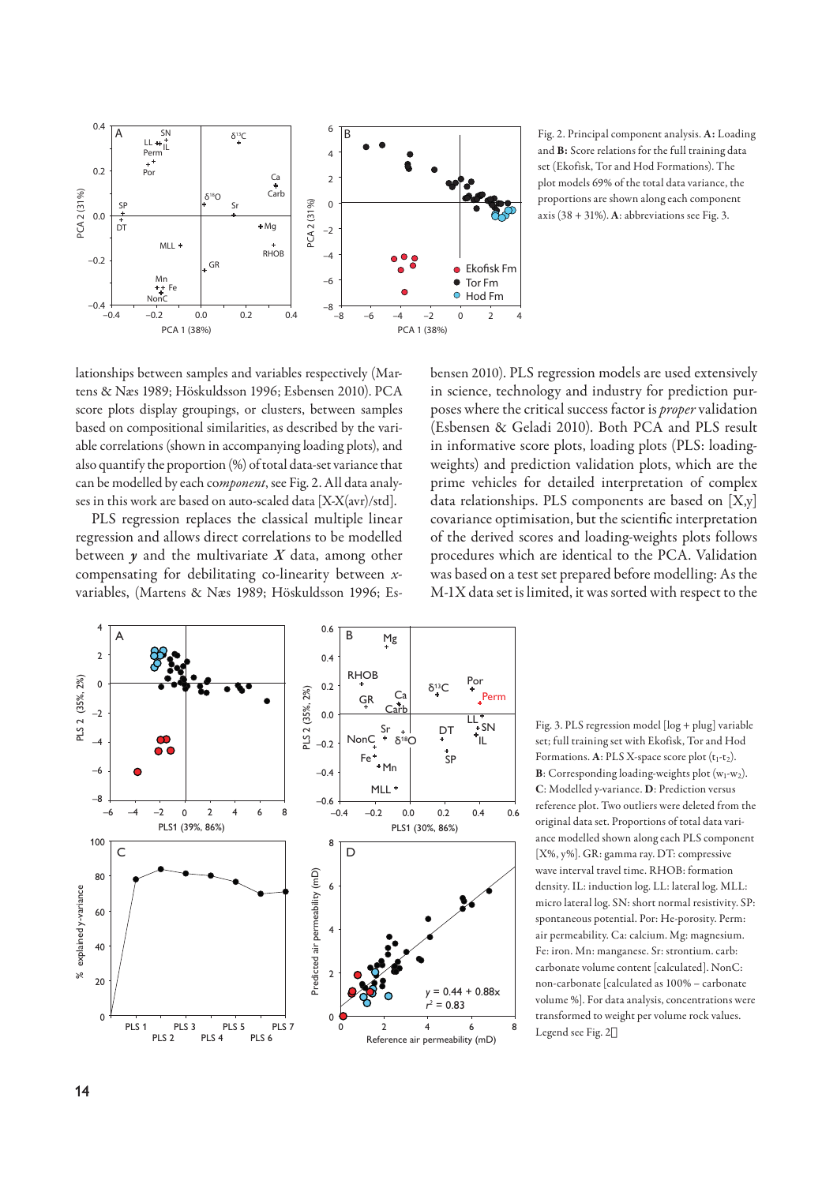Fig. 2. Principal component analysis. **A:** Loading and **B:** Score relations for the full training data set (Ekofisk, Tor and Hod Formations). The plot models 69% of the total data variance, the proportions are shown along each component axis (38 + 31%). **A**: abbreviations see Fig. 3.

lationships between samples and variables respectively (Martens & Næs 1989; Höskuldsson 1996; Esbensen 2010). PCA score plots display groupings, or clusters, between samples based on compositional similarities, as described by the variable correlations (shown in accompanying loading plots), and also quantify the proportion (%) of total data-set variance that can be modelled by each co*mponent*, see Fig. 2. All data analyses in this work are based on auto-scaled data [X-X(avr)/std].

PLS regression replaces the classical multiple linear regression and allows direct correlations to be modelled between $\boldsymbol{y}$ and the multivariate $\boldsymbol{X}$ data, among other compensating for debilitating co-linearity between *x*-variables, (Martens & Næs 1989; Höskuldsson 1996; Esbensen 2010). PLS regression models are used extensively in science, technology and industry for prediction purposes where the critical success factor is *proper* validation (Esbensen & Geladi 2010). Both PCA and PLS result in informative score plots, loading plots (PLS: loading-weights) and prediction validation plots, which are the prime vehicles for detailed interpretation of complex data relationships. PLS components are based on [X,y] covariance optimisation, but the scientific interpretation of the derived scores and loading-weights plots follows procedures which are identical to the PCA. Validation was based on a test set prepared before modelling: As the M-1X data set is limited, it was sorted with respect to the

Fig. 3. PLS regression model [log + plug] variable set; full training set with Ekofisk, Tor and Hod Formations. **A**: PLS X-space score plot ($t_1$-$t_2$). **B**: Corresponding loading-weights plot ($w_1$-$w_2$). **C**: Modelled y-variance. **D**: Prediction versus reference plot. Two outliers were deleted from the original data set. Proportions of total data variance modelled shown along each PLS component [X%, y%]. GR: gamma ray. DT: compressive wave interval travel time. RHOB: formation density. IL: induction log. LL: lateral log. MLL: micro lateral log. SN: short normal resistivity. SP: spontaneous potential. Por: He-porosity. Perm: air permeability. Ca: calcium. Mg: magnesium. Fe: iron. Mn: manganese. Sr: strontium. carb: carbonate volume content [calculated]. NonC: non-carbonate [calculated as 100% – carbonate volume %]. For data analysis, concentrations were transformed to weight per volume rock values. Legend see Fig. 2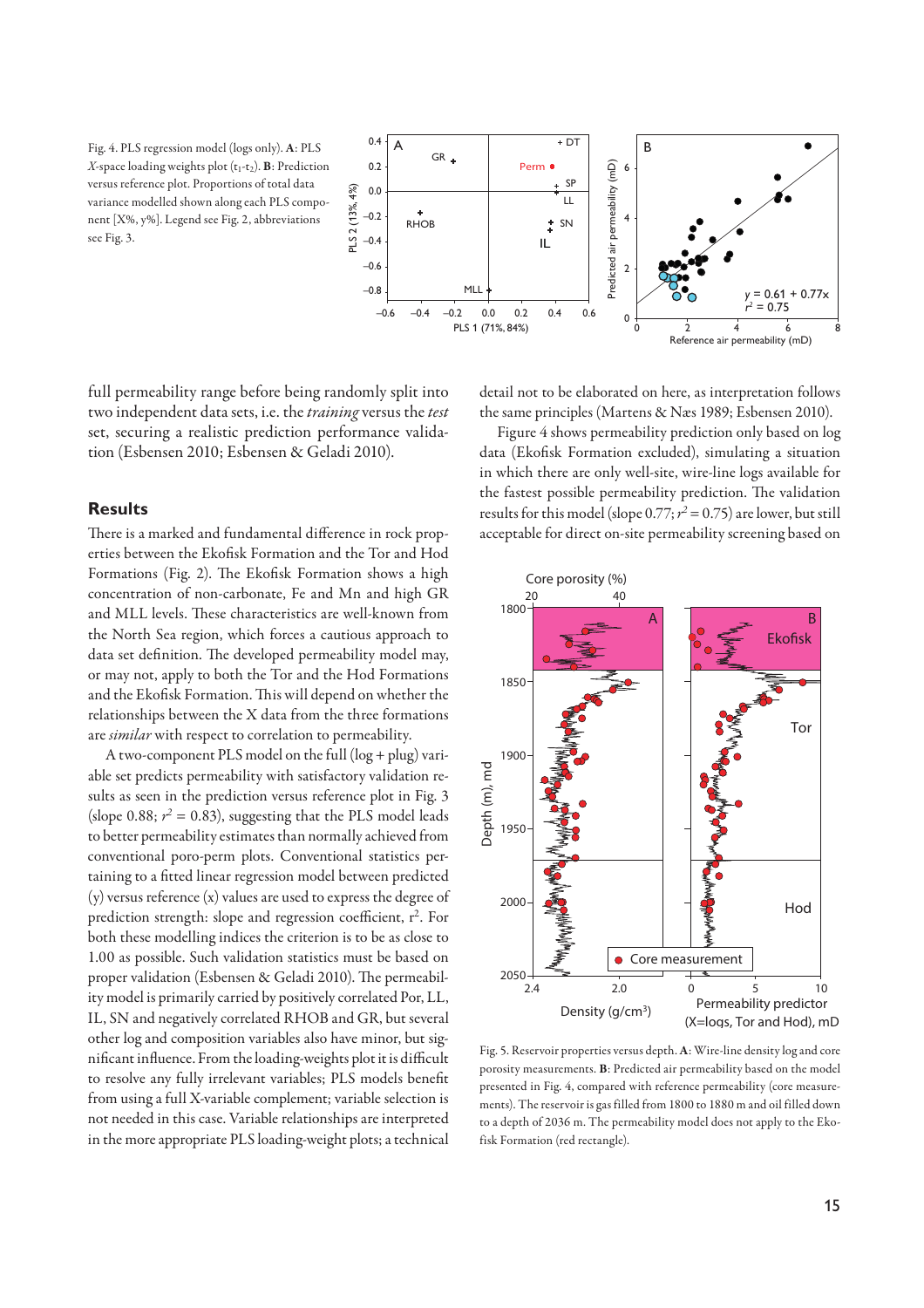Fig. 4. PLS regression model (logs only). **A**: PLS *X*-space loading weights plot ($t_1$-$t_2$). **B**: Prediction versus reference plot. Proportions of total data variance modelled shown along each PLS component [X%, y%]. Legend see Fig. 2, abbreviations see Fig. 3.

full permeability range before being randomly split into two independent data sets, i.e. the *training* versus the *test* set, securing a realistic prediction performance validation (Esbensen 2010; Esbensen & Geladi 2010).

## Results

There is a marked and fundamental difference in rock properties between the Ekofisk Formation and the Tor and Hod Formations (Fig. 2). The Ekofisk Formation shows a high concentration of non-carbonate, Fe and Mn and high GR and MLL levels. These characteristics are well-known from the North Sea region, which forces a cautious approach to data set definition. The developed permeability model may, or may not, apply to both the Tor and the Hod Formations and the Ekofisk Formation. This will depend on whether the relationships between the X data from the three formations are *similar* with respect to correlation to permeability.

A two-component PLS model on the full (log + plug) variable set predicts permeability with satisfactory validation results as seen in the prediction versus reference plot in Fig. 3 (slope 0.88; $r^2 = 0.83$), suggesting that the PLS model leads to better permeability estimates than normally achieved from conventional poro-perm plots. Conventional statistics pertaining to a fitted linear regression model between predicted (y) versus reference (x) values are used to express the degree of prediction strength: slope and regression coefficient, $r^2$. For both these modelling indices the criterion is to be as close to 1.00 as possible. Such validation statistics must be based on proper validation (Esbensen & Geladi 2010). The permeability model is primarily carried by positively correlated Por, LL, IL, SN and negatively correlated RHOB and GR, but several other log and composition variables also have minor, but significant influence. From the loading-weights plot it is difficult to resolve any fully irrelevant variables; PLS models benefit from using a full X-variable complement; variable selection is not needed in this case. Variable relationships are interpreted in the more appropriate PLS loading-weight plots; a technical detail not to be elaborated on here, as interpretation follows the same principles (Martens & Næs 1989; Esbensen 2010).

Figure 4 shows permeability prediction only based on log data (Ekofisk Formation excluded), simulating a situation in which there are only well-site, wire-line logs available for the fastest possible permeability prediction. The validation results for this model (slope 0.77; $r^2 = 0.75$) are lower, but still acceptable for direct on-site permeability screening based on

Fig. 5. Reservoir properties versus depth. **A**: Wire-line density log and core porosity measurements. **B**: Predicted air permeability based on the model presented in Fig. 4, compared with reference permeability (core measurements). The reservoir is gas filled from 1800 to 1880 m and oil filled down to a depth of 2036 m. The permeability model does not apply to the Ekofisk Formation (red rectangle).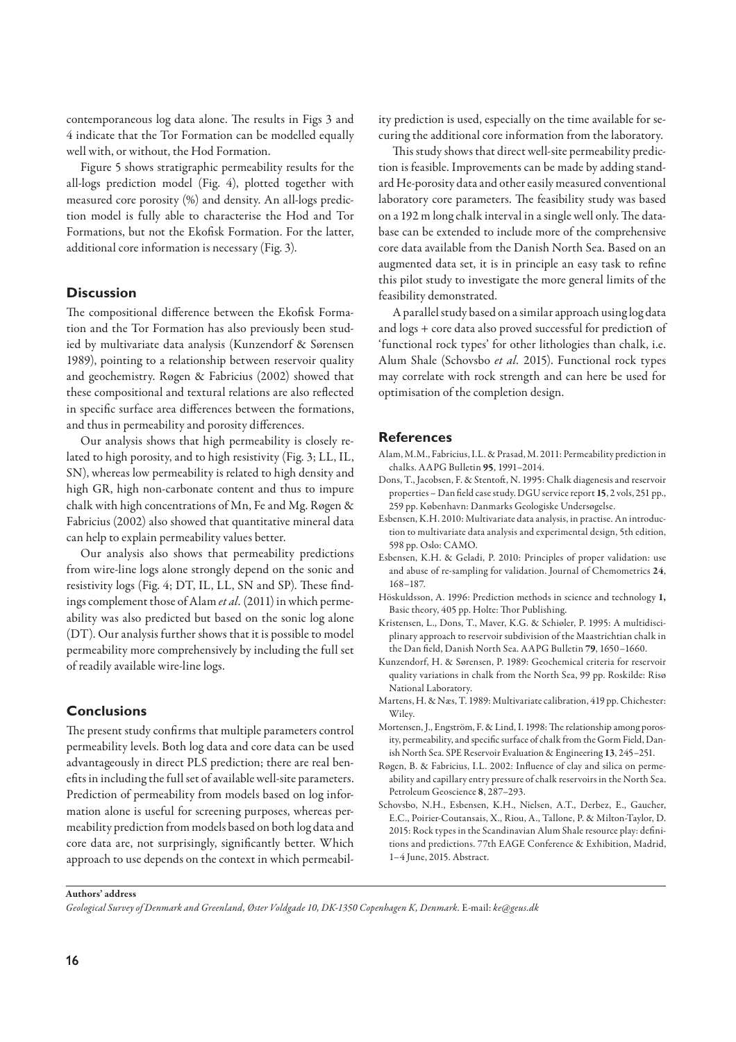contemporaneous log data alone. The results in Figs 3 and 4 indicate that the Tor Formation can be modelled equally well with, or without, the Hod Formation.

Figure 5 shows stratigraphic permeability results for the all-logs prediction model (Fig. 4), plotted together with measured core porosity (%) and density. An all-logs prediction model is fully able to characterise the Hod and Tor Formations, but not the Ekofisk Formation. For the latter, additional core information is necessary (Fig. 3).

## Discussion

The compositional difference between the Ekofisk Formation and the Tor Formation has also previously been studied by multivariate data analysis (Kunzendorf & Sørensen 1989), pointing to a relationship between reservoir quality and geochemistry. Røgen & Fabricius (2002) showed that these compositional and textural relations are also reflected in specific surface area differences between the formations, and thus in permeability and porosity differences.

Our analysis shows that high permeability is closely related to high porosity, and to high resistivity (Fig. 3; LL, IL, SN), whereas low permeability is related to high density and high GR, high non-carbonate content and thus to impure chalk with high concentrations of Mn, Fe and Mg. Røgen & Fabricius (2002) also showed that quantitative mineral data can help to explain permeability values better.

Our analysis also shows that permeability predictions from wire-line logs alone strongly depend on the sonic and resistivity logs (Fig. 4; DT, IL, LL, SN and SP). These findings complement those of Alam *et al*. (2011) in which permeability was also predicted but based on the sonic log alone (DT). Our analysis further shows that it is possible to model permeability more comprehensively by including the full set of readily available wire-line logs.

## Conclusions

The present study confirms that multiple parameters control permeability levels. Both log data and core data can be used advantageously in direct PLS prediction; there are real benefits in including the full set of available well-site parameters. Prediction of permeability from models based on log information alone is useful for screening purposes, whereas permeability prediction from models based on both log data and core data are, not surprisingly, significantly better. Which approach to use depends on the context in which permeability prediction is used, especially on the time available for securing the additional core information from the laboratory.

This study shows that direct well-site permeability prediction is feasible. Improvements can be made by adding standard He-porosity data and other easily measured conventional laboratory core parameters. The feasibility study was based on a 192 m long chalk interval in a single well only. The database can be extended to include more of the comprehensive core data available from the Danish North Sea. Based on an augmented data set, it is in principle an easy task to refine this pilot study to investigate the more general limits of the feasibility demonstrated.

A parallel study based on a similar approach using log data and logs + core data also proved successful for prediction of 'functional rock types' for other lithologies than chalk, i.e. Alum Shale (Schovsbo *et al*. 2015). Functional rock types may correlate with rock strength and can here be used for optimisation of the completion design.

## References

Alam, M.M., Fabricius, I.L. & Prasad, M. 2011: Permeability prediction in chalks. AAPG Bulletin **95**, 1991–2014.

Dons, T., Jacobsen, F. & Stentoft, N. 1995: Chalk diagenesis and reservoir properties – Dan field case study. DGU service report **15**, 2 vols, 251 pp., 259 pp. København: Danmarks Geologiske Undersøgelse.

Esbensen, K.H. 2010: Multivariate data analysis, in practise. An introduction to multivariate data analysis and experimental design, 5th edition, 598 pp. Oslo: CAMO.

Esbensen, K.H. & Geladi, P. 2010: Principles of proper validation: use and abuse of re-sampling for validation. Journal of Chemometrics **24**, 168–187.

Höskuldsson, A. 1996: Prediction methods in science and technology **1,** Basic theory, 405 pp. Holte: Thor Publishing.

Kristensen, L., Dons, T., Maver, K.G. & Schiøler, P. 1995: A multidisciplinary approach to reservoir subdivision of the Maastrichtian chalk in the Dan field, Danish North Sea. AAPG Bulletin **79**, 1650–1660.

Kunzendorf, H. & Sørensen, P. 1989: Geochemical criteria for reservoir quality variations in chalk from the North Sea, 99 pp. Roskilde: Risø National Laboratory.

Martens, H. & Næs, T. 1989: Multivariate calibration, 419 pp. Chichester: Wiley.

Mortensen, J., Engström, F. & Lind, I. 1998: The relationship among porosity, permeability, and specific surface of chalk from the Gorm Field, Danish North Sea. SPE Reservoir Evaluation & Engineering **13**, 245–251.

Røgen, B. & Fabricius, I.L. 2002: Influence of clay and silica on permeability and capillary entry pressure of chalk reservoirs in the North Sea. Petroleum Geoscience **8**, 287–293.

Schovsbo, N.H., Esbensen, K.H., Nielsen, A.T., Derbez, E., Gaucher, E.C., Poirier-Coutansais, X., Riou, A., Tallone, P. & Milton-Taylor, D. 2015: Rock types in the Scandinavian Alum Shale resource play: definitions and predictions. 77th EAGE Conference & Exhibition, Madrid, 1–4 June, 2015. Abstract.

**Authors' address**

*Geological Survey of Denmark and Greenland, Øster Voldgade 10, DK-1350 Copenhagen K, Denmark.* E-mail: *ke@geus.dk*